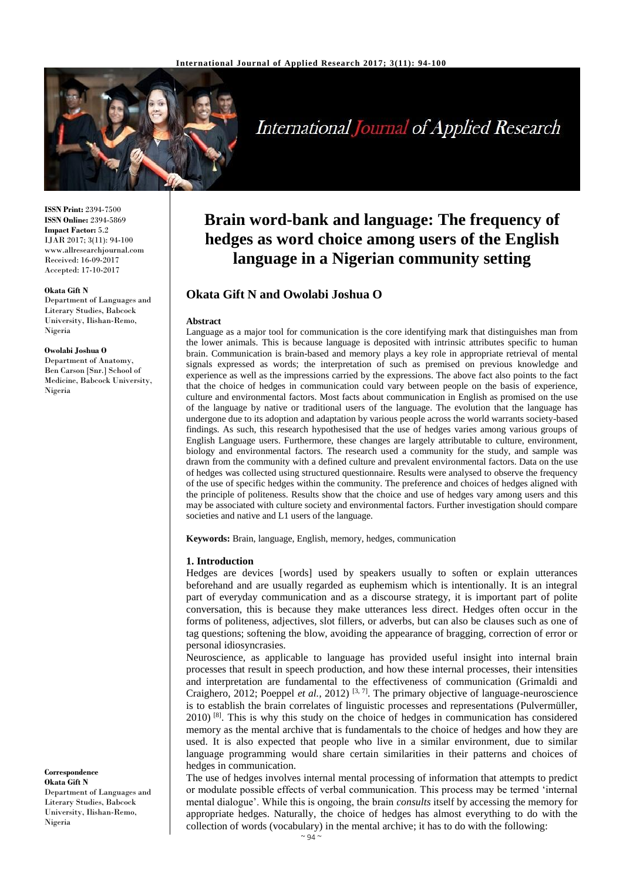# Brain word-bank and language: The frequency of hedges as word choice among users of the English language in a Nigerian community setting

## Okata Gift N and Owolabi Joshua O

**ISSN Print:** 2394-7500
**ISSN Online:** 2394-5869
**Impact Factor:** 5.2
IJAR 2017; 3(11): 94-100
www.allresearchjournal.com
Received: 16-09-2017
Accepted: 17-10-2017

**Okata Gift N**
Department of Languages and Literary Studies, Babcock University, Ilishan-Remo, Nigeria

**Owolabi Joshua O**
Department of Anatomy, Ben Carson [Snr.] School of Medicine, Babcock University, Nigeria

**Correspondence**
**Okata Gift N**
Department of Languages and Literary Studies, Babcock University, Ilishan-Remo, Nigeria

### Abstract

Language as a major tool for communication is the core identifying mark that distinguishes man from the lower animals. This is because language is deposited with intrinsic attributes specific to human brain. Communication is brain-based and memory plays a key role in appropriate retrieval of mental signals expressed as words; the interpretation of such as premised on previous knowledge and experience as well as the impressions carried by the expressions. The above fact also points to the fact that the choice of hedges in communication could vary between people on the basis of experience, culture and environmental factors. Most facts about communication in English as promised on the use of the language by native or traditional users of the language. The evolution that the language has undergone due to its adoption and adaptation by various people across the world warrants society-based findings. As such, this research hypothesised that the use of hedges varies among various groups of English Language users. Furthermore, these changes are largely attributable to culture, environment, biology and environmental factors. The research used a community for the study, and sample was drawn from the community with a defined culture and prevalent environmental factors. Data on the use of hedges was collected using structured questionnaire. Results were analysed to observe the frequency of the use of specific hedges within the community. The preference and choices of hedges aligned with the principle of politeness. Results show that the choice and use of hedges vary among users and this may be associated with culture society and environmental factors. Further investigation should compare societies and native and L1 users of the language.

**Keywords:** Brain, language, English, memory, hedges, communication

### 1. Introduction

Hedges are devices [words] used by speakers usually to soften or explain utterances beforehand and are usually regarded as euphemism which is intentionally. It is an integral part of everyday communication and as a discourse strategy, it is important part of polite conversation, this is because they make utterances less direct. Hedges often occur in the forms of politeness, adjectives, slot fillers, or adverbs, but can also be clauses such as one of tag questions; softening the blow, avoiding the appearance of bragging, correction of error or personal idiosyncrasies.

Neuroscience, as applicable to language has provided useful insight into internal brain processes that result in speech production, and how these internal processes, their intensities and interpretation are fundamental to the effectiveness of communication (Grimaldi and Craighero, 2012; Poeppel *et al.*, 2012) [3, 7]. The primary objective of language-neuroscience is to establish the brain correlates of linguistic processes and representations (Pulvermüller, 2010) [8]. This is why this study on the choice of hedges in communication has considered memory as the mental archive that is fundamentals to the choice of hedges and how they are used. It is also expected that people who live in a similar environment, due to similar language programming would share certain similarities in their patterns and choices of hedges in communication.

The use of hedges involves internal mental processing of information that attempts to predict or modulate possible effects of verbal communication. This process may be termed 'internal mental dialogue'. While this is ongoing, the brain *consults* itself by accessing the memory for appropriate hedges. Naturally, the choice of hedges has almost everything to do with the collection of words (vocabulary) in the mental archive; it has to do with the following: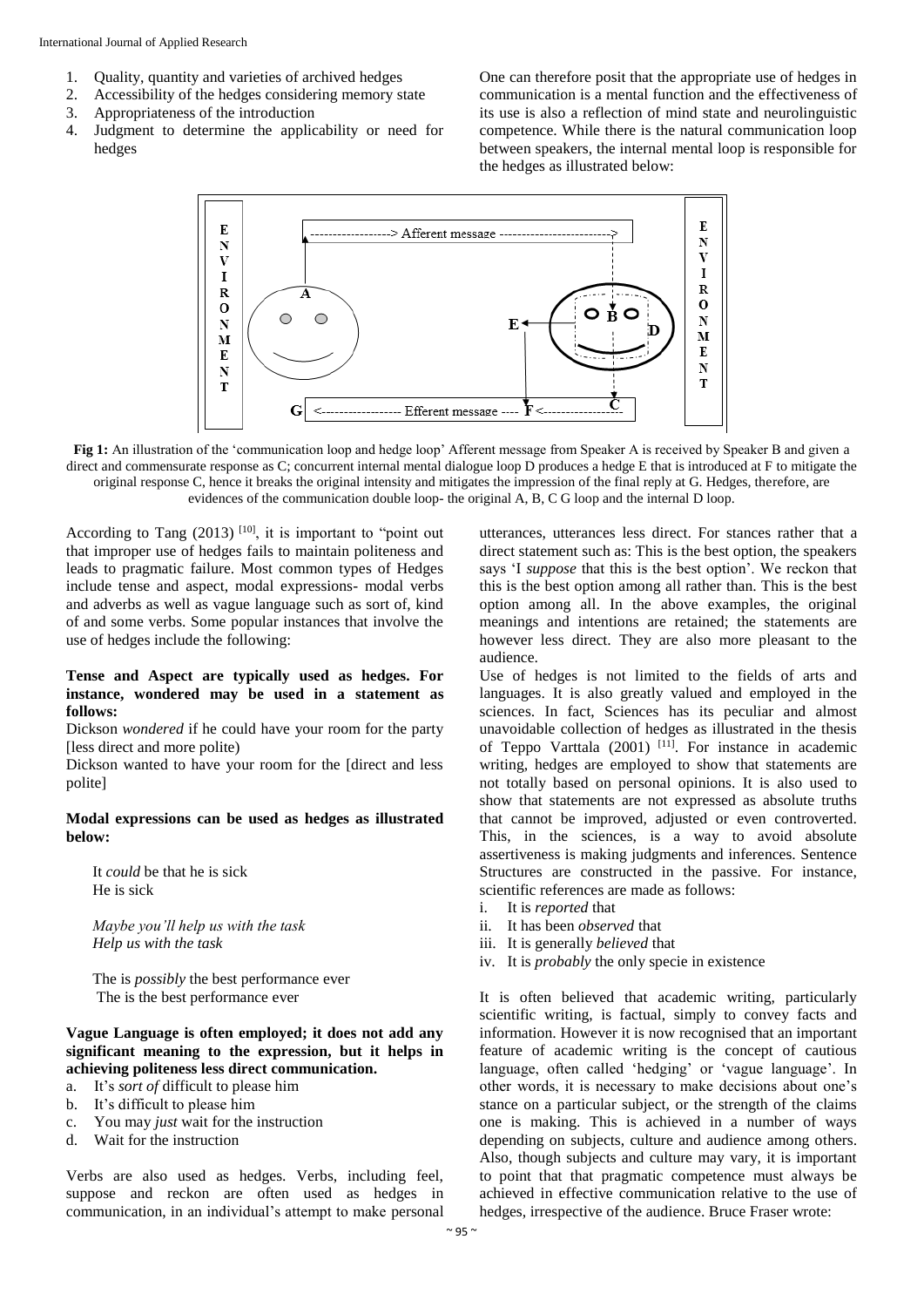1. Quality, quantity and varieties of archived hedges
2. Accessibility of the hedges considering memory state
3. Appropriateness of the introduction
4. Judgment to determine the applicability or need for hedges

One can therefore posit that the appropriate use of hedges in communication is a mental function and the effectiveness of its use is also a reflection of mind state and neurolinguistic competence. While there is the natural communication loop between speakers, the internal mental loop is responsible for the hedges as illustrated below:

**Fig 1:** An illustration of the 'communication loop and hedge loop' Afferent message from Speaker A is received by Speaker B and given a direct and commensurate response as C; concurrent internal mental dialogue loop D produces a hedge E that is introduced at F to mitigate the original response C, hence it breaks the original intensity and mitigates the impression of the final reply at G. Hedges, therefore, are evidences of the communication double loop- the original A, B, C G loop and the internal D loop.

According to Tang (2013) [10], it is important to "point out that improper use of hedges fails to maintain politeness and leads to pragmatic failure. Most common types of Hedges include tense and aspect, modal expressions- modal verbs and adverbs as well as vague language such as sort of, kind of and some verbs. Some popular instances that involve the use of hedges include the following:

**Tense and Aspect are typically used as hedges. For instance, wondered may be used in a statement as follows:**

Dickson *wondered* if he could have your room for the party [less direct and more polite)

Dickson wanted to have your room for the [direct and less polite]

**Modal expressions can be used as hedges as illustrated below:**

It *could* be that he is sick
He is sick

*Maybe you'll help us with the task*
*Help us with the task*

The is *possibly* the best performance ever
The is the best performance ever

**Vague Language is often employed; it does not add any significant meaning to the expression, but it helps in achieving politeness less direct communication.**

a. It's *sort of* difficult to please him
b. It's difficult to please him
c. You may *just* wait for the instruction
d. Wait for the instruction

Verbs are also used as hedges. Verbs, including feel, suppose and reckon are often used as hedges in communication, in an individual's attempt to make personal utterances, utterances less direct. For stances rather that a direct statement such as: This is the best option, the speakers says 'I *suppose* that this is the best option'. We reckon that this is the best option among all rather than. This is the best option among all. In the above examples, the original meanings and intentions are retained; the statements are however less direct. They are also more pleasant to the audience.

Use of hedges is not limited to the fields of arts and languages. It is also greatly valued and employed in the sciences. In fact, Sciences has its peculiar and almost unavoidable collection of hedges as illustrated in the thesis of Teppo Varttala (2001) [11]. For instance in academic writing, hedges are employed to show that statements are not totally based on personal opinions. It is also used to show that statements are not expressed as absolute truths that cannot be improved, adjusted or even controverted. This, in the sciences, is a way to avoid absolute assertiveness is making judgments and inferences. Sentence Structures are constructed in the passive. For instance, scientific references are made as follows:

i. It is *reported* that
ii. It has been *observed* that
iii. It is generally *believed* that
iv. It is *probably* the only specie in existence

It is often believed that academic writing, particularly scientific writing, is factual, simply to convey facts and information. However it is now recognised that an important feature of academic writing is the concept of cautious language, often called 'hedging' or 'vague language'. In other words, it is necessary to make decisions about one's stance on a particular subject, or the strength of the claims one is making. This is achieved in a number of ways depending on subjects, culture and audience among others. Also, though subjects and culture may vary, it is important to point that that pragmatic competence must always be achieved in effective communication relative to the use of hedges, irrespective of the audience. Bruce Fraser wrote: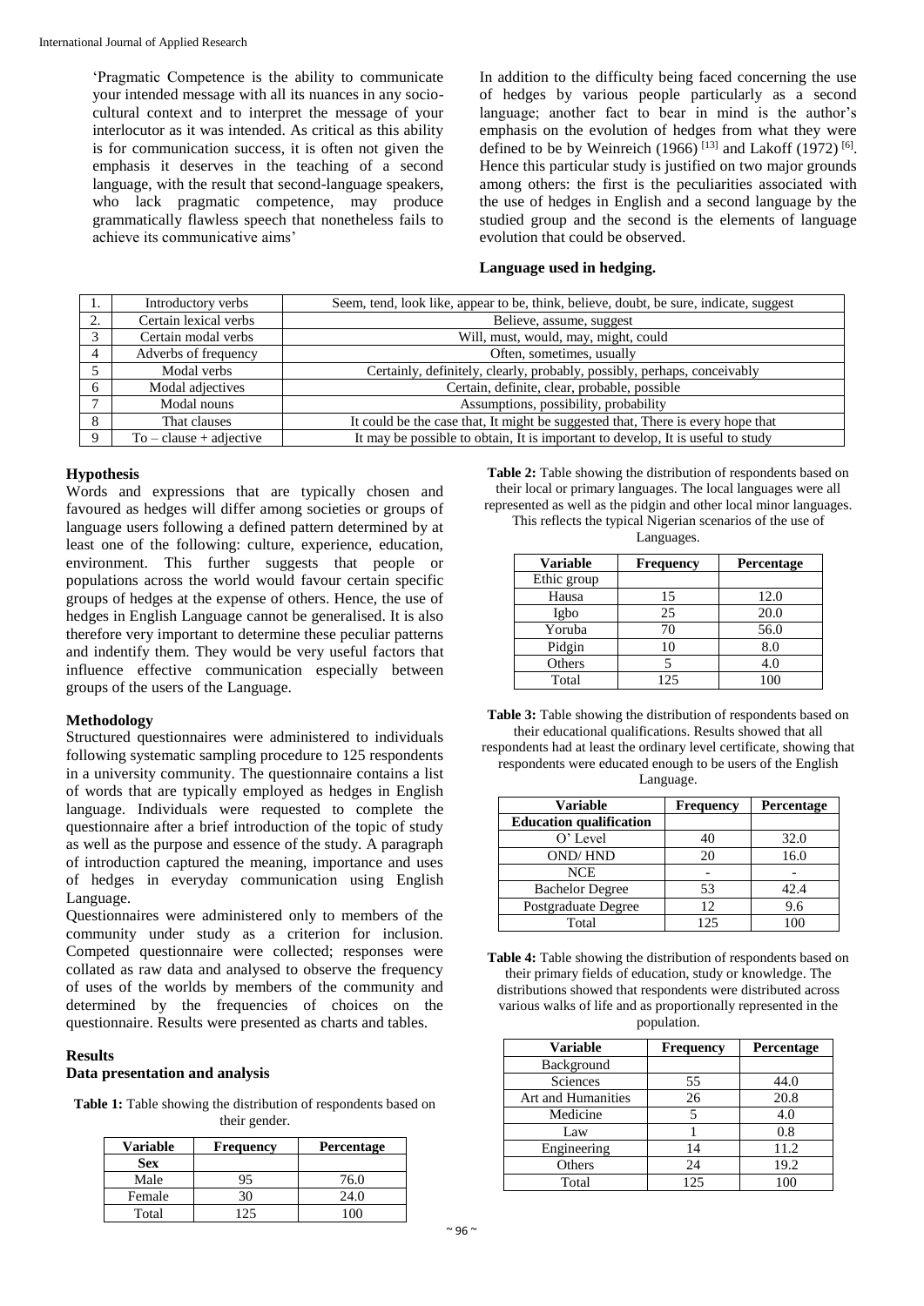'Pragmatic Competence is the ability to communicate your intended message with all its nuances in any socio-cultural context and to interpret the message of your interlocutor as it was intended. As critical as this ability is for communication success, it is often not given the emphasis it deserves in the teaching of a second language, with the result that second-language speakers, who lack pragmatic competence, may produce grammatically flawless speech that nonetheless fails to achieve its communicative aims'

In addition to the difficulty being faced concerning the use of hedges by various people particularly as a second language; another fact to bear in mind is the author's emphasis on the evolution of hedges from what they were defined to be by Weinreich (1966) [13] and Lakoff (1972) [6]. Hence this particular study is justified on two major grounds among others: the first is the peculiarities associated with the use of hedges in English and a second language by the studied group and the second is the elements of language evolution that could be observed.

**Language used in hedging.**

| | | |
|---|---|---|
| 1. | Introductory verbs | Seem, tend, look like, appear to be, think, believe, doubt, be sure, indicate, suggest |
| 2. | Certain lexical verbs | Believe, assume, suggest |
| 3 | Certain modal verbs | Will, must, would, may, might, could |
| 4 | Adverbs of frequency | Often, sometimes, usually |
| 5 | Modal verbs | Certainly, definitely, clearly, probably, possibly, perhaps, conceivably |
| 6 | Modal adjectives | Certain, definite, clear, probable, possible |
| 7 | Modal nouns | Assumptions, possibility, probability |
| 8 | That clauses | It could be the case that, It might be suggested that, There is every hope that |
| 9 | To – clause + adjective | It may be possible to obtain, It is important to develop, It is useful to study |

## Hypothesis

Words and expressions that are typically chosen and favoured as hedges will differ among societies or groups of language users following a defined pattern determined by at least one of the following: culture, experience, education, environment. This further suggests that people or populations across the world would favour certain specific groups of hedges at the expense of others. Hence, the use of hedges in English Language cannot be generalised. It is also therefore very important to determine these peculiar patterns and indentify them. They would be very useful factors that influence effective communication especially between groups of the users of the Language.

## Methodology

Structured questionnaires were administered to individuals following systematic sampling procedure to 125 respondents in a university community. The questionnaire contains a list of words that are typically employed as hedges in English language. Individuals were requested to complete the questionnaire after a brief introduction of the topic of study as well as the purpose and essence of the study. A paragraph of introduction captured the meaning, importance and uses of hedges in everyday communication using English Language.

Questionnaires were administered only to members of the community under study as a criterion for inclusion. Competed questionnaire were collected; responses were collated as raw data and analysed to observe the frequency of uses of the worlds by members of the community and determined by the frequencies of choices on the questionnaire. Results were presented as charts and tables.

## Results

### Data presentation and analysis

**Table 1:** Table showing the distribution of respondents based on their gender.

| Variable | Frequency | Percentage |
|---|---|---|
| **Sex** | | |
| Male | 95 | 76.0 |
| Female | 30 | 24.0 |
| Total | 125 | 100 |

**Table 2:** Table showing the distribution of respondents based on their local or primary languages. The local languages were all represented as well as the pidgin and other local minor languages. This reflects the typical Nigerian scenarios of the use of Languages.

| Variable | Frequency | Percentage |
|---|---|---|
| Ethic group | | |
| Hausa | 15 | 12.0 |
| Igbo | 25 | 20.0 |
| Yoruba | 70 | 56.0 |
| Pidgin | 10 | 8.0 |
| Others | 5 | 4.0 |
| Total | 125 | 100 |

**Table 3:** Table showing the distribution of respondents based on their educational qualifications. Results showed that all respondents had at least the ordinary level certificate, showing that respondents were educated enough to be users of the English Language.

| Variable | Frequency | Percentage |
|---|---|---|
| **Education qualification** | | |
| O' Level | 40 | 32.0 |
| OND/ HND | 20 | 16.0 |
| NCE | - | - |
| Bachelor Degree | 53 | 42.4 |
| Postgraduate Degree | 12 | 9.6 |
| Total | 125 | 100 |

**Table 4:** Table showing the distribution of respondents based on their primary fields of education, study or knowledge. The distributions showed that respondents were distributed across various walks of life and as proportionally represented in the population.

| Variable | Frequency | Percentage |
|---|---|---|
| Background | | |
| Sciences | 55 | 44.0 |
| Art and Humanities | 26 | 20.8 |
| Medicine | 5 | 4.0 |
| Law | 1 | 0.8 |
| Engineering | 14 | 11.2 |
| Others | 24 | 19.2 |
| Total | 125 | 100 |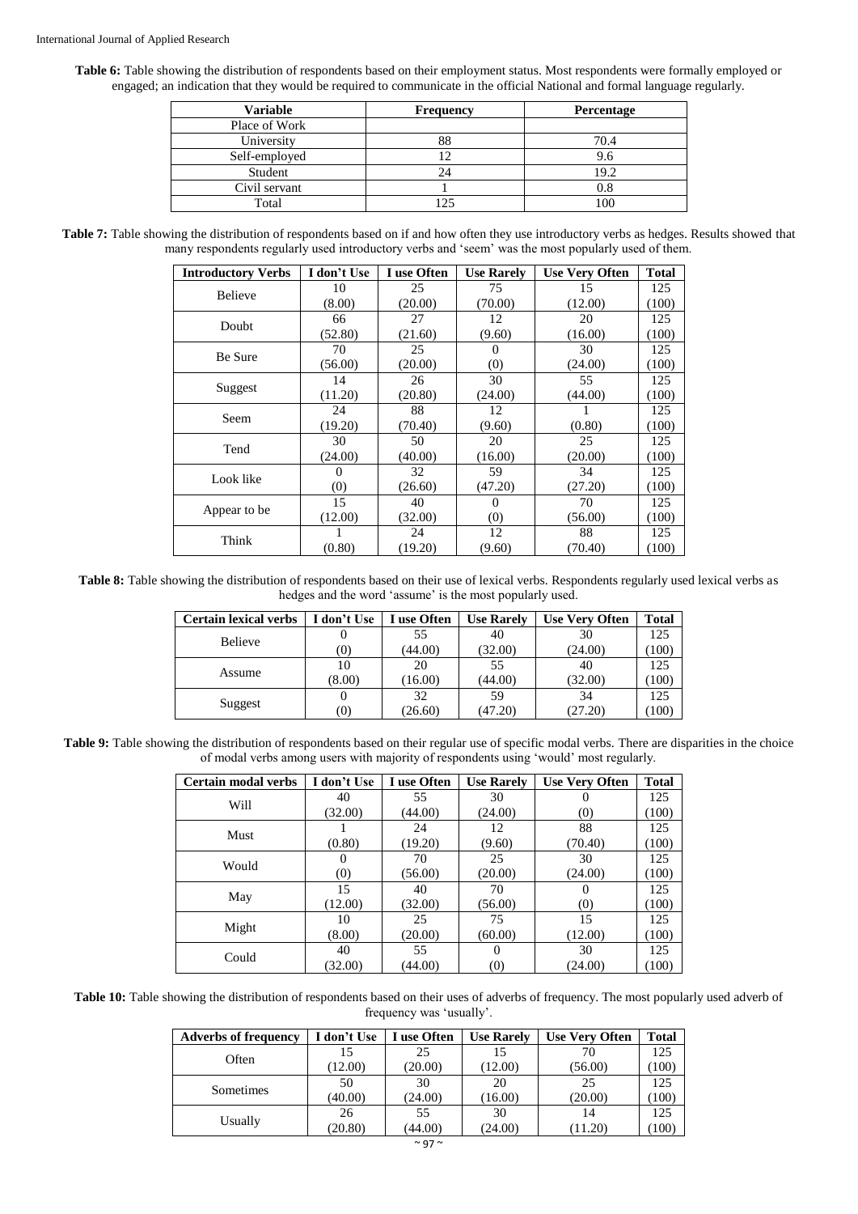**Table 6:** Table showing the distribution of respondents based on their employment status. Most respondents were formally employed or engaged; an indication that they would be required to communicate in the official National and formal language regularly.

| Variable | Frequency | Percentage |
|---|---|---|
| Place of Work | | |
| University | 88 | 70.4 |
| Self-employed | 12 | 9.6 |
| Student | 24 | 19.2 |
| Civil servant | 1 | 0.8 |
| Total | 125 | 100 |

**Table 7:** Table showing the distribution of respondents based on if and how often they use introductory verbs as hedges. Results showed that many respondents regularly used introductory verbs and 'seem' was the most popularly used of them.

| Introductory Verbs | I don't Use | I use Often | Use Rarely | Use Very Often | Total |
|---|---|---|---|---|---|
| Believe | 10 (8.00) | 25 (20.00) | 75 (70.00) | 15 (12.00) | 125 (100) |
| Doubt | 66 (52.80) | 27 (21.60) | 12 (9.60) | 20 (16.00) | 125 (100) |
| Be Sure | 70 (56.00) | 25 (20.00) | 0 (0) | 30 (24.00) | 125 (100) |
| Suggest | 14 (11.20) | 26 (20.80) | 30 (24.00) | 55 (44.00) | 125 (100) |
| Seem | 24 (19.20) | 88 (70.40) | 12 (9.60) | 1 (0.80) | 125 (100) |
| Tend | 30 (24.00) | 50 (40.00) | 20 (16.00) | 25 (20.00) | 125 (100) |
| Look like | 0 (0) | 32 (26.60) | 59 (47.20) | 34 (27.20) | 125 (100) |
| Appear to be | 15 (12.00) | 40 (32.00) | 0 (0) | 70 (56.00) | 125 (100) |
| Think | 1 (0.80) | 24 (19.20) | 12 (9.60) | 88 (70.40) | 125 (100) |

**Table 8:** Table showing the distribution of respondents based on their use of lexical verbs. Respondents regularly used lexical verbs as hedges and the word 'assume' is the most popularly used.

| Certain lexical verbs | I don't Use | I use Often | Use Rarely | Use Very Often | Total |
|---|---|---|---|---|---|
| Believe | 0 (0) | 55 (44.00) | 40 (32.00) | 30 (24.00) | 125 (100) |
| Assume | 10 (8.00) | 20 (16.00) | 55 (44.00) | 40 (32.00) | 125 (100) |
| Suggest | 0 (0) | 32 (26.60) | 59 (47.20) | 34 (27.20) | 125 (100) |

**Table 9:** Table showing the distribution of respondents based on their regular use of specific modal verbs. There are disparities in the choice of modal verbs among users with majority of respondents using 'would' most regularly.

| Certain modal verbs | I don't Use | I use Often | Use Rarely | Use Very Often | Total |
|---|---|---|---|---|---|
| Will | 40 (32.00) | 55 (44.00) | 30 (24.00) | 0 (0) | 125 (100) |
| Must | 1 (0.80) | 24 (19.20) | 12 (9.60) | 88 (70.40) | 125 (100) |
| Would | 0 (0) | 70 (56.00) | 25 (20.00) | 30 (24.00) | 125 (100) |
| May | 15 (12.00) | 40 (32.00) | 70 (56.00) | 0 (0) | 125 (100) |
| Might | 10 (8.00) | 25 (20.00) | 75 (60.00) | 15 (12.00) | 125 (100) |
| Could | 40 (32.00) | 55 (44.00) | 0 (0) | 30 (24.00) | 125 (100) |

**Table 10:** Table showing the distribution of respondents based on their uses of adverbs of frequency. The most popularly used adverb of frequency was 'usually'.

| Adverbs of frequency | I don't Use | I use Often | Use Rarely | Use Very Often | Total |
|---|---|---|---|---|---|
| Often | 15 (12.00) | 25 (20.00) | 15 (12.00) | 70 (56.00) | 125 (100) |
| Sometimes | 50 (40.00) | 30 (24.00) | 20 (16.00) | 25 (20.00) | 125 (100) |
| Usually | 26 (20.80) | 55 (44.00) | 30 (24.00) | 14 (11.20) | 125 (100) |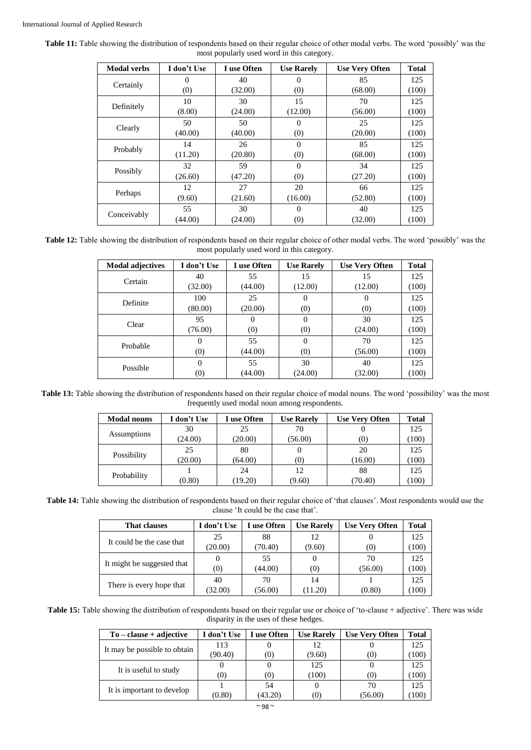**Table 11:** Table showing the distribution of respondents based on their regular choice of other modal verbs. The word 'possibly' was the most popularly used word in this category.

| Modal verbs | I don't Use | I use Often | Use Rarely | Use Very Often | Total |
|---|---|---|---|---|---|
| Certainly | 0 (0) | 40 (32.00) | 0 (0) | 85 (68.00) | 125 (100) |
| Definitely | 10 (8.00) | 30 (24.00) | 15 (12.00) | 70 (56.00) | 125 (100) |
| Clearly | 50 (40.00) | 50 (40.00) | 0 (0) | 25 (20.00) | 125 (100) |
| Probably | 14 (11.20) | 26 (20.80) | 0 (0) | 85 (68.00) | 125 (100) |
| Possibly | 32 (26.60) | 59 (47.20) | 0 (0) | 34 (27.20) | 125 (100) |
| Perhaps | 12 (9.60) | 27 (21.60) | 20 (16.00) | 66 (52.80) | 125 (100) |
| Conceivably | 55 (44.00) | 30 (24.00) | 0 (0) | 40 (32.00) | 125 (100) |

**Table 12:** Table showing the distribution of respondents based on their regular choice of other modal verbs. The word 'possibly' was the most popularly used word in this category.

| Modal adjectives | I don't Use | I use Often | Use Rarely | Use Very Often | Total |
|---|---|---|---|---|---|
| Certain | 40 (32.00) | 55 (44.00) | 15 (12.00) | 15 (12.00) | 125 (100) |
| Definite | 100 (80.00) | 25 (20.00) | 0 (0) | 0 (0) | 125 (100) |
| Clear | 95 (76.00) | 0 (0) | 0 (0) | 30 (24.00) | 125 (100) |
| Probable | 0 (0) | 55 (44.00) | 0 (0) | 70 (56.00) | 125 (100) |
| Possible | 0 (0) | 55 (44.00) | 30 (24.00) | 40 (32.00) | 125 (100) |

**Table 13:** Table showing the distribution of respondents based on their regular choice of modal nouns. The word 'possibility' was the most frequently used modal noun among respondents.

| Modal nouns | I don't Use | I use Often | Use Rarely | Use Very Often | Total |
|---|---|---|---|---|---|
| Assumptions | 30 (24.00) | 25 (20.00) | 70 (56.00) | 0 (0) | 125 (100) |
| Possibility | 25 (20.00) | 80 (64.00) | 0 (0) | 20 (16.00) | 125 (100) |
| Probability | 1 (0.80) | 24 (19.20) | 12 (9.60) | 88 (70.40) | 125 (100) |

**Table 14:** Table showing the distribution of respondents based on their regular choice of 'that clauses'. Most respondents would use the clause 'It could be the case that'.

| That clauses | I don't Use | I use Often | Use Rarely | Use Very Often | Total |
|---|---|---|---|---|---|
| It could be the case that | 25 (20.00) | 88 (70.40) | 12 (9.60) | 0 (0) | 125 (100) |
| It might be suggested that | 0 (0) | 55 (44.00) | 0 (0) | 70 (56.00) | 125 (100) |
| There is every hope that | 40 (32.00) | 70 (56.00) | 14 (11.20) | 1 (0.80) | 125 (100) |

**Table 15:** Table showing the distribution of respondents based on their regular use or choice of 'to-clause + adjective'. There was wide disparity in the uses of these hedges.

| To – clause + adjective | I don't Use | I use Often | Use Rarely | Use Very Often | Total |
|---|---|---|---|---|---|
| It may be possible to obtain | 113 (90.40) | 0 (0) | 12 (9.60) | 0 (0) | 125 (100) |
| It is useful to study | 0 (0) | 0 (0) | 125 (100) | 0 (0) | 125 (100) |
| It is important to develop | 1 (0.80) | 54 (43.20) | 0 (0) | 70 (56.00) | 125 (100) |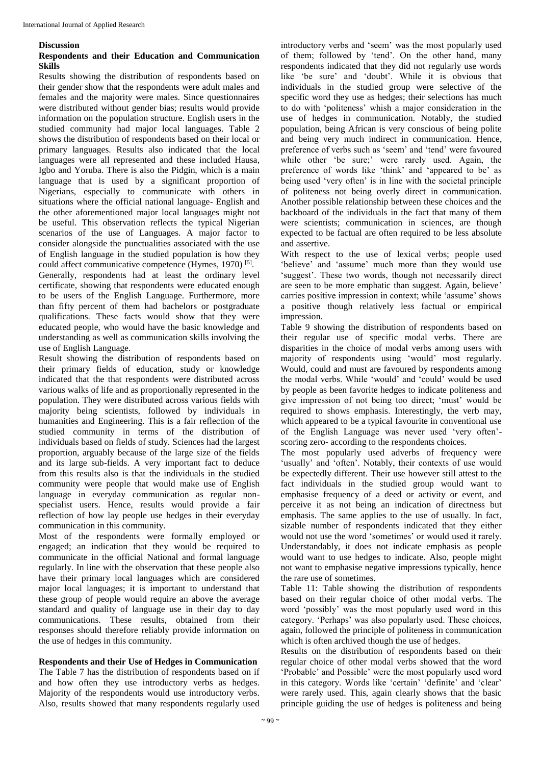## Discussion

### Respondents and their Education and Communication Skills

Results showing the distribution of respondents based on their gender show that the respondents were adult males and females and the majority were males. Since questionnaires were distributed without gender bias; results would provide information on the population structure. English users in the studied community had major local languages. Table 2 shows the distribution of respondents based on their local or primary languages. Results also indicated that the local languages were all represented and these included Hausa, Igbo and Yoruba. There is also the Pidgin, which is a main language that is used by a significant proportion of Nigerians, especially to communicate with others in situations where the official national language- English and the other aforementioned major local languages might not be useful. This observation reflects the typical Nigerian scenarios of the use of Languages. A major factor to consider alongside the punctualities associated with the use of English language in the studied population is how they could affect communicative competence (Hymes, 1970) [5].

Generally, respondents had at least the ordinary level certificate, showing that respondents were educated enough to be users of the English Language. Furthermore, more than fifty percent of them had bachelors or postgraduate qualifications. These facts would show that they were educated people, who would have the basic knowledge and understanding as well as communication skills involving the use of English Language.

Result showing the distribution of respondents based on their primary fields of education, study or knowledge indicated that the that respondents were distributed across various walks of life and as proportionally represented in the population. They were distributed across various fields with majority being scientists, followed by individuals in humanities and Engineering. This is a fair reflection of the studied community in terms of the distribution of individuals based on fields of study. Sciences had the largest proportion, arguably because of the large size of the fields and its large sub-fields. A very important fact to deduce from this results also is that the individuals in the studied community were people that would make use of English language in everyday communication as regular non-specialist users. Hence, results would provide a fair reflection of how lay people use hedges in their everyday communication in this community.

Most of the respondents were formally employed or engaged; an indication that they would be required to communicate in the official National and formal language regularly. In line with the observation that these people also have their primary local languages which are considered major local languages; it is important to understand that these group of people would require an above the average standard and quality of language use in their day to day communications. These results, obtained from their responses should therefore reliably provide information on the use of hedges in this community.

### Respondents and their Use of Hedges in Communication

The Table 7 has the distribution of respondents based on if and how often they use introductory verbs as hedges. Majority of the respondents would use introductory verbs. Also, results showed that many respondents regularly used introductory verbs and 'seem' was the most popularly used of them; followed by 'tend'. On the other hand, many respondents indicated that they did not regularly use words like 'be sure' and 'doubt'. While it is obvious that individuals in the studied group were selective of the specific word they use as hedges; their selections has much to do with 'politeness' whish a major consideration in the use of hedges in communication. Notably, the studied population, being African is very conscious of being polite and being very much indirect in communication. Hence, preference of verbs such as 'seem' and 'tend' were favoured while other 'be sure;' were rarely used. Again, the preference of words like 'think' and 'appeared to be' as being used 'very often' is in line with the societal principle of politeness not being overly direct in communication. Another possible relationship between these choices and the backboard of the individuals in the fact that many of them were scientists; communication in sciences, are though expected to be factual are often required to be less absolute and assertive.

With respect to the use of lexical verbs; people used 'believe' and 'assume' much more than they would use 'suggest'. These two words, though not necessarily direct are seen to be more emphatic than suggest. Again, believe' carries positive impression in context; while 'assume' shows a positive though relatively less factual or empirical impression.

Table 9 showing the distribution of respondents based on their regular use of specific modal verbs. There are disparities in the choice of modal verbs among users with majority of respondents using 'would' most regularly. Would, could and must are favoured by respondents among the modal verbs. While 'would' and 'could' would be used by people as been favorite hedges to indicate politeness and give impression of not being too direct; 'must' would be required to shows emphasis. Interestingly, the verb may, which appeared to be a typical favourite in conventional use of the English Language was never used 'very often'- scoring zero- according to the respondents choices.

The most popularly used adverbs of frequency were 'usually' and 'often'. Notably, their contexts of use would be expectedly different. Their use however still attest to the fact individuals in the studied group would want to emphasise frequency of a deed or activity or event, and perceive it as not being an indication of directness but emphasis. The same applies to the use of usually. In fact, sizable number of respondents indicated that they either would not use the word 'sometimes' or would used it rarely. Understandably, it does not indicate emphasis as people would want to use hedges to indicate. Also, people might not want to emphasise negative impressions typically, hence the rare use of sometimes.

Table 11: Table showing the distribution of respondents based on their regular choice of other modal verbs. The word 'possibly' was the most popularly used word in this category. 'Perhaps' was also popularly used. These choices, again, followed the principle of politeness in communication which is often archived though the use of hedges.

Results on the distribution of respondents based on their regular choice of other modal verbs showed that the word 'Probable' and Possible' were the most popularly used word in this category. Words like 'certain' 'definite' and 'clear' were rarely used. This, again clearly shows that the basic principle guiding the use of hedges is politeness and being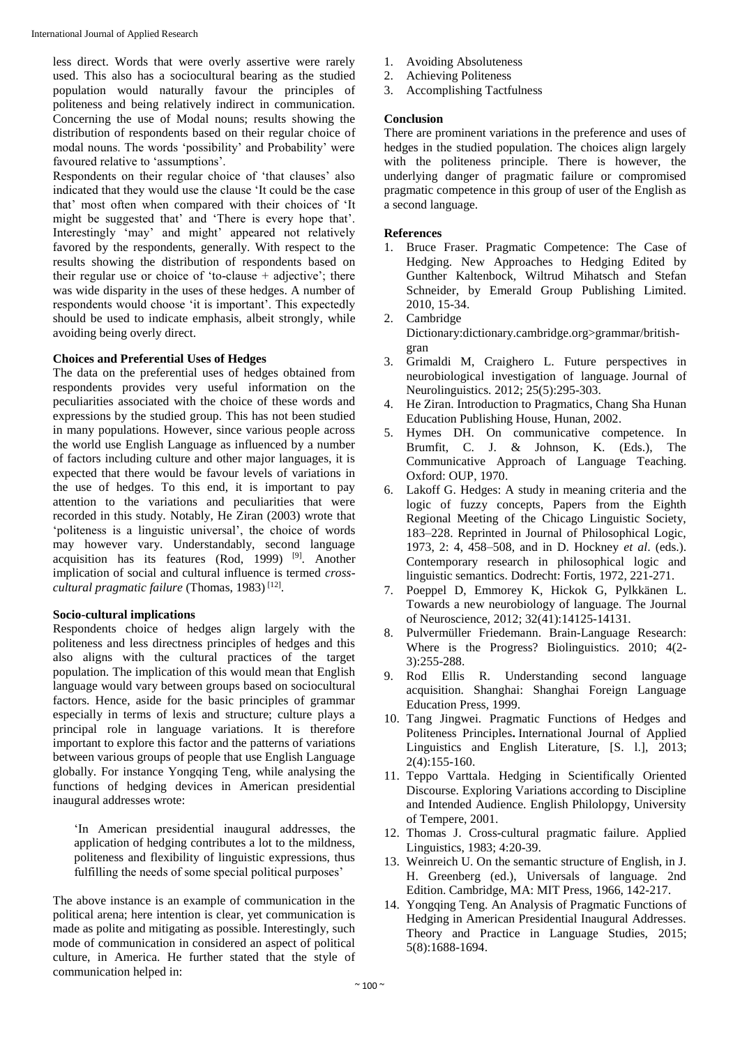less direct. Words that were overly assertive were rarely used. This also has a sociocultural bearing as the studied population would naturally favour the principles of politeness and being relatively indirect in communication. Concerning the use of Modal nouns; results showing the distribution of respondents based on their regular choice of modal nouns. The words 'possibility' and Probability' were favoured relative to 'assumptions'.

Respondents on their regular choice of 'that clauses' also indicated that they would use the clause 'It could be the case that' most often when compared with their choices of 'It might be suggested that' and 'There is every hope that'. Interestingly 'may' and might' appeared not relatively favored by the respondents, generally. With respect to the results showing the distribution of respondents based on their regular use or choice of 'to-clause + adjective'; there was wide disparity in the uses of these hedges. A number of respondents would choose 'it is important'. This expectedly should be used to indicate emphasis, albeit strongly, while avoiding being overly direct.

### Choices and Preferential Uses of Hedges

The data on the preferential uses of hedges obtained from respondents provides very useful information on the peculiarities associated with the choice of these words and expressions by the studied group. This has not been studied in many populations. However, since various people across the world use English Language as influenced by a number of factors including culture and other major languages, it is expected that there would be favour levels of variations in the use of hedges. To this end, it is important to pay attention to the variations and peculiarities that were recorded in this study. Notably, He Ziran (2003) wrote that 'politeness is a linguistic universal', the choice of words may however vary. Understandably, second language acquisition has its features (Rod, 1999) [9]. Another implication of social and cultural influence is termed *cross-cultural pragmatic failure* (Thomas, 1983) [12].

### Socio-cultural implications

Respondents choice of hedges align largely with the politeness and less directness principles of hedges and this also aligns with the cultural practices of the target population. The implication of this would mean that English language would vary between groups based on sociocultural factors. Hence, aside for the basic principles of grammar especially in terms of lexis and structure; culture plays a principal role in language variations. It is therefore important to explore this factor and the patterns of variations between various groups of people that use English Language globally. For instance Yongqing Teng, while analysing the functions of hedging devices in American presidential inaugural addresses wrote:

> 'In American presidential inaugural addresses, the application of hedging contributes a lot to the mildness, politeness and flexibility of linguistic expressions, thus fulfilling the needs of some special political purposes'

The above instance is an example of communication in the political arena; here intention is clear, yet communication is made as polite and mitigating as possible. Interestingly, such mode of communication in considered an aspect of political culture, in America. He further stated that the style of communication helped in:

1. Avoiding Absoluteness
2. Achieving Politeness
3. Accomplishing Tactfulness

## Conclusion

There are prominent variations in the preference and uses of hedges in the studied population. The choices align largely with the politeness principle. There is however, the underlying danger of pragmatic failure or compromised pragmatic competence in this group of user of the English as a second language.

## References

1. Bruce Fraser. Pragmatic Competence: The Case of Hedging. New Approaches to Hedging Edited by Gunther Kaltenbock, Wiltrud Mihatsch and Stefan Schneider, by Emerald Group Publishing Limited. 2010, 15-34.
2. Cambridge Dictionary:dictionary.cambridge.org>grammar/british-gran
3. Grimaldi M, Craighero L. Future perspectives in neurobiological investigation of language. Journal of Neurolinguistics. 2012; 25(5):295-303.
4. He Ziran. Introduction to Pragmatics, Chang Sha Hunan Education Publishing House, Hunan, 2002.
5. Hymes DH. On communicative competence. In Brumfit, C. J. & Johnson, K. (Eds.), The Communicative Approach of Language Teaching. Oxford: OUP, 1970.
6. Lakoff G. Hedges: A study in meaning criteria and the logic of fuzzy concepts, Papers from the Eighth Regional Meeting of the Chicago Linguistic Society, 183–228. Reprinted in Journal of Philosophical Logic, 1973, 2: 4, 458–508, and in D. Hockney *et al*. (eds.). Contemporary research in philosophical logic and linguistic semantics. Dodrecht: Fortis, 1972, 221-271.
7. Poeppel D, Emmorey K, Hickok G, Pylkkänen L. Towards a new neurobiology of language. The Journal of Neuroscience, 2012; 32(41):14125-14131.
8. Pulvermüller Friedemann. Brain-Language Research: Where is the Progress? Biolinguistics. 2010; 4(2-3):255-288.
9. Rod Ellis R. Understanding second language acquisition. Shanghai: Shanghai Foreign Language Education Press, 1999.
10. Tang Jingwei. Pragmatic Functions of Hedges and Politeness Principles**.** International Journal of Applied Linguistics and English Literature, [S. l.], 2013; 2(4):155-160.
11. Teppo Varttala. Hedging in Scientifically Oriented Discourse. Exploring Variations according to Discipline and Intended Audience. English Philolopgy, University of Tempere, 2001.
12. Thomas J. Cross-cultural pragmatic failure. Applied Linguistics, 1983; 4:20-39.
13. Weinreich U. On the semantic structure of English, in J. H. Greenberg (ed.), Universals of language. 2nd Edition. Cambridge, MA: MIT Press, 1966, 142-217.
14. Yongqing Teng. An Analysis of Pragmatic Functions of Hedging in American Presidential Inaugural Addresses. Theory and Practice in Language Studies, 2015; 5(8):1688-1694.